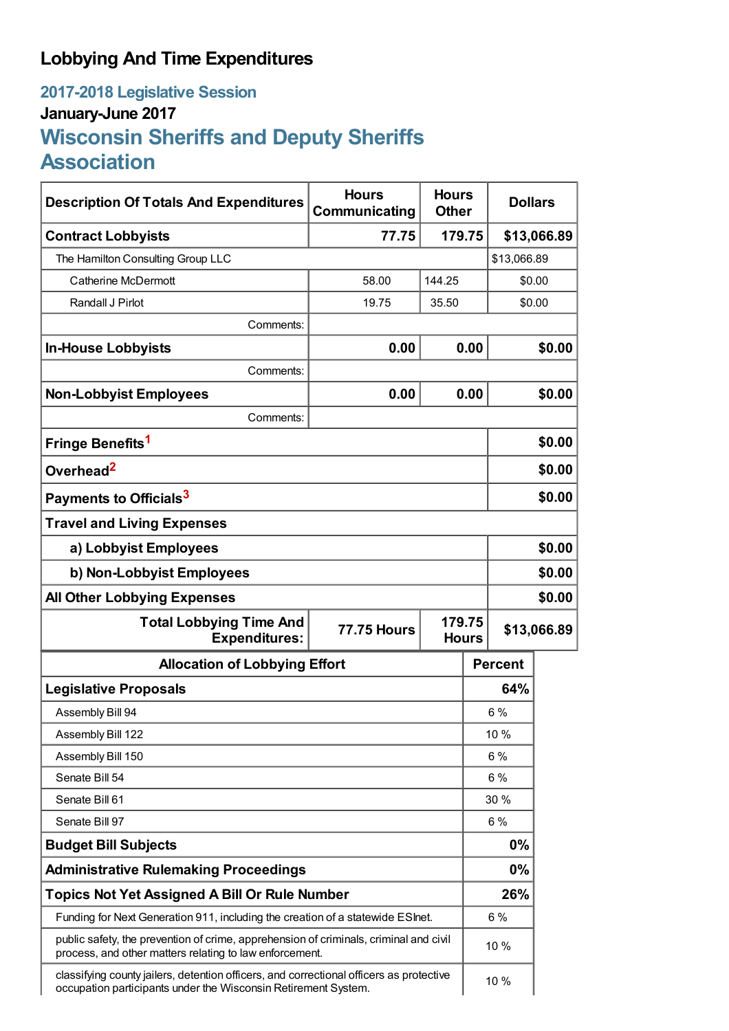# Lobbying And Time Expenditures

## 2017-2018 Legislative Session

### January-June 2017

## Wisconsin Sheriffs and Deputy Sheriffs Association

| Description Of Totals And Expenditures | Hours Communicating | Hours Other | Dollars |
|---|---|---|---|
| **Contract Lobbyists** | **77.75** | **179.75** | **$13,066.89** |
| The Hamilton Consulting Group LLC | | | $13,066.89 |
| Catherine McDermott | 58.00 | 144.25 | $0.00 |
| Randall J Pirlot | 19.75 | 35.50 | $0.00 |
| Comments: | | | |
| **In-House Lobbyists** | **0.00** | **0.00** | **$0.00** |
| Comments: | | | |
| **Non-Lobbyist Employees** | **0.00** | **0.00** | **$0.00** |
| Comments: | | | |
| **Fringe Benefits**[1] | | | **$0.00** |
| **Overhead**[2] | | | **$0.00** |
| **Payments to Officials**[3] | | | **$0.00** |
| **Travel and Living Expenses** | | | |
| **a) Lobbyist Employees** | | | **$0.00** |
| **b) Non-Lobbyist Employees** | | | **$0.00** |
| **All Other Lobbying Expenses** | | | **$0.00** |
| **Total Lobbying Time And Expenditures:** | **77.75 Hours** | **179.75 Hours** | **$13,066.89** |

| Allocation of Lobbying Effort | Percent |
|---|---|
| **Legislative Proposals** | **64%** |
| Assembly Bill 94 | 6 % |
| Assembly Bill 122 | 10 % |
| Assembly Bill 150 | 6 % |
| Senate Bill 54 | 6 % |
| Senate Bill 61 | 30 % |
| Senate Bill 97 | 6 % |
| **Budget Bill Subjects** | **0%** |
| **Administrative Rulemaking Proceedings** | **0%** |
| **Topics Not Yet Assigned A Bill Or Rule Number** | **26%** |
| Funding for Next Generation 911, including the creation of a statewide ESInet. | 6 % |
| public safety, the prevention of crime, apprehension of criminals, criminal and civil process, and other matters relating to law enforcement. | 10 % |
| classifying county jailers, detention officers, and correctional officers as protective occupation participants under the Wisconsin Retirement System. | 10 % |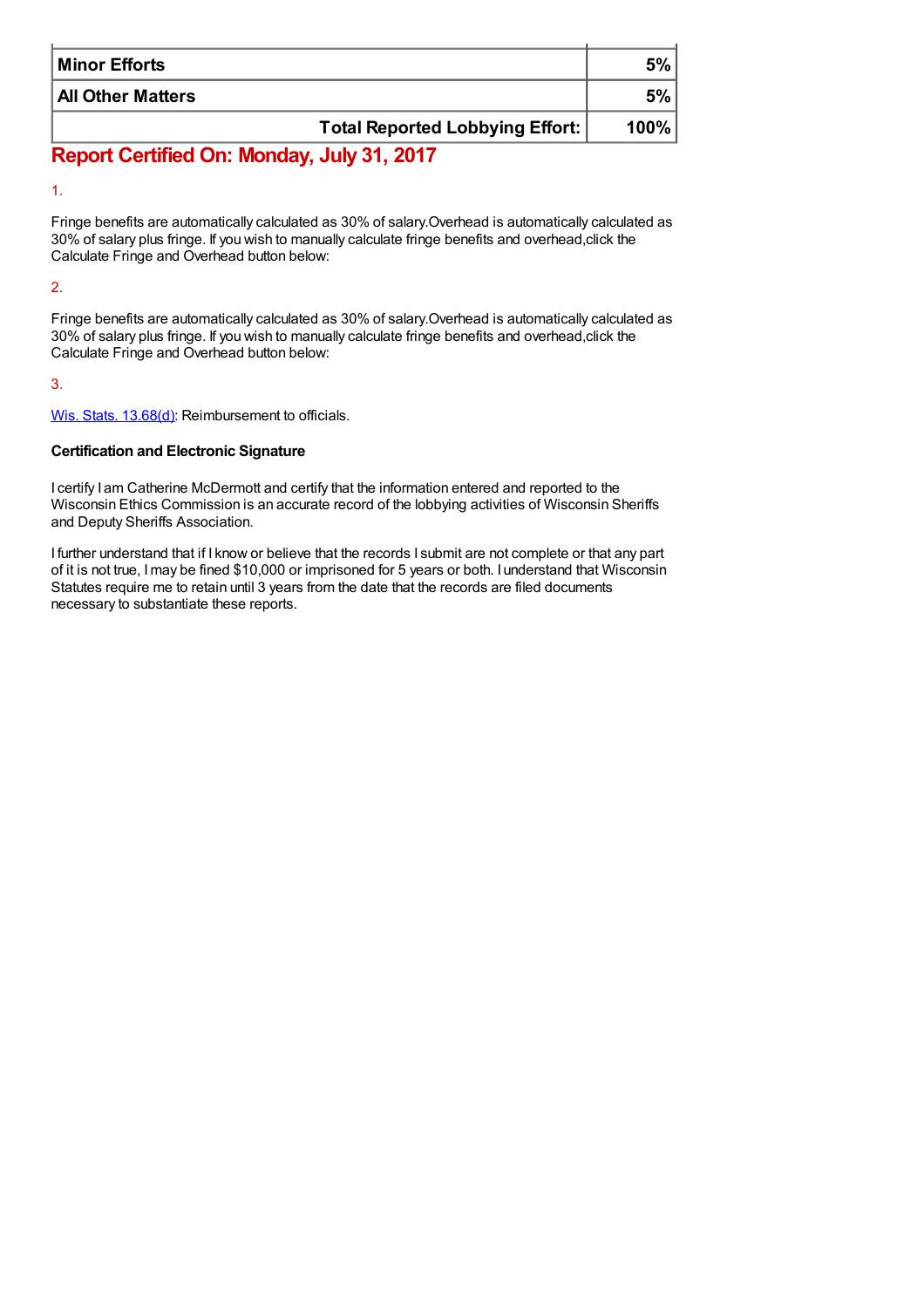| | |
|---|---|
| **Minor Efforts** | **5%** |
| **All Other Matters** | **5%** |
| **Total Reported Lobbying Effort:** | **100%** |

## Report Certified On: Monday, July 31, 2017

1.

Fringe benefits are automatically calculated as 30% of salary.Overhead is automatically calculated as 30% of salary plus fringe. If you wish to manually calculate fringe benefits and overhead,click the Calculate Fringe and Overhead button below:

2.

Fringe benefits are automatically calculated as 30% of salary.Overhead is automatically calculated as 30% of salary plus fringe. If you wish to manually calculate fringe benefits and overhead,click the Calculate Fringe and Overhead button below:

3.

Wis. Stats. 13.68(d): Reimbursement to officials.

**Certification and Electronic Signature**

I certify I am Catherine McDermott and certify that the information entered and reported to the Wisconsin Ethics Commission is an accurate record of the lobbying activities of Wisconsin Sheriffs and Deputy Sheriffs Association.

I further understand that if I know or believe that the records I submit are not complete or that any part of it is not true, I may be fined $10,000 or imprisoned for 5 years or both. I understand that Wisconsin Statutes require me to retain until 3 years from the date that the records are filed documents necessary to substantiate these reports.